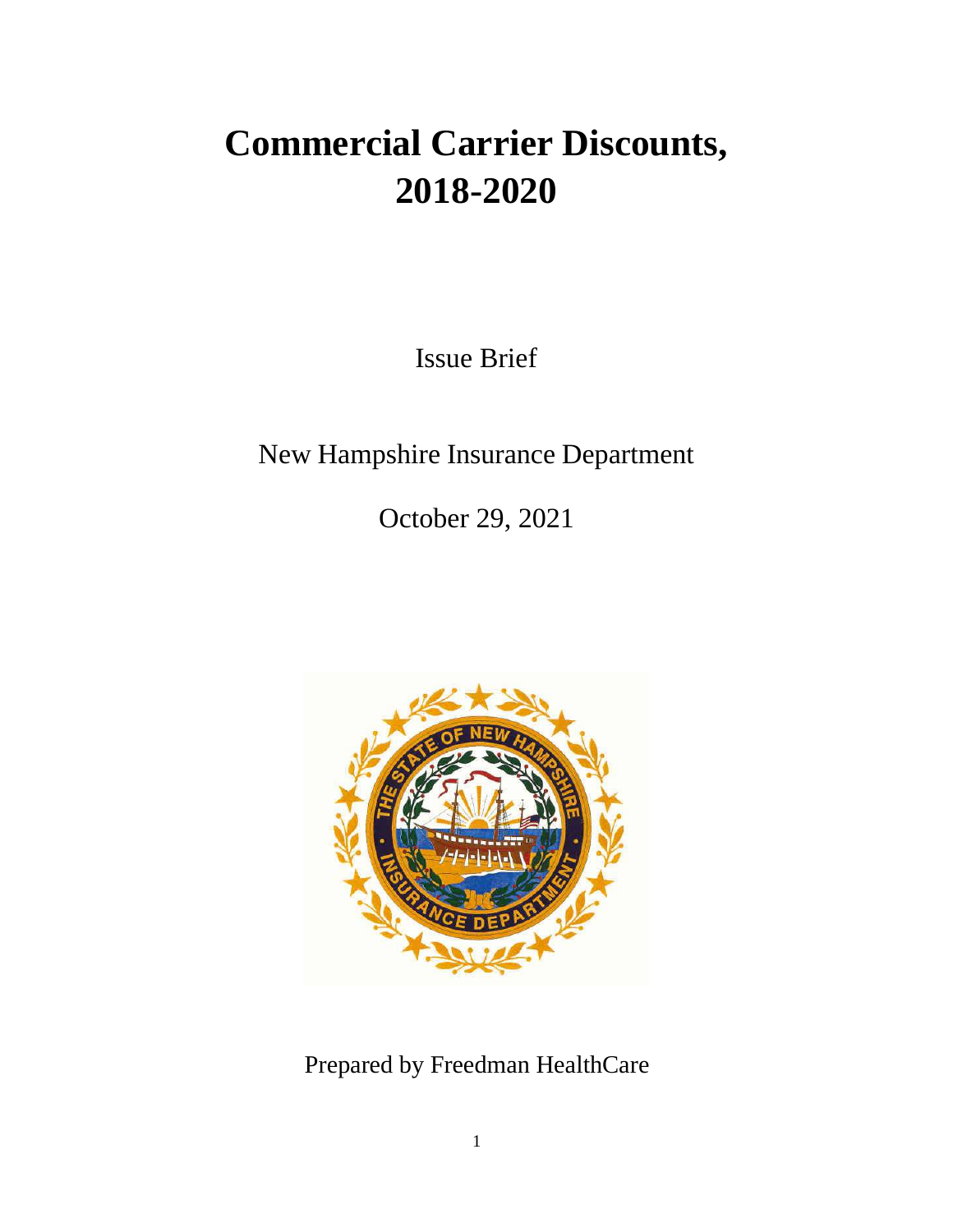# Commercial Carrier Discounts, 2018-2020

Issue Brief

New Hampshire Insurance Department

October 29, 2021

Prepared by Freedman HealthCare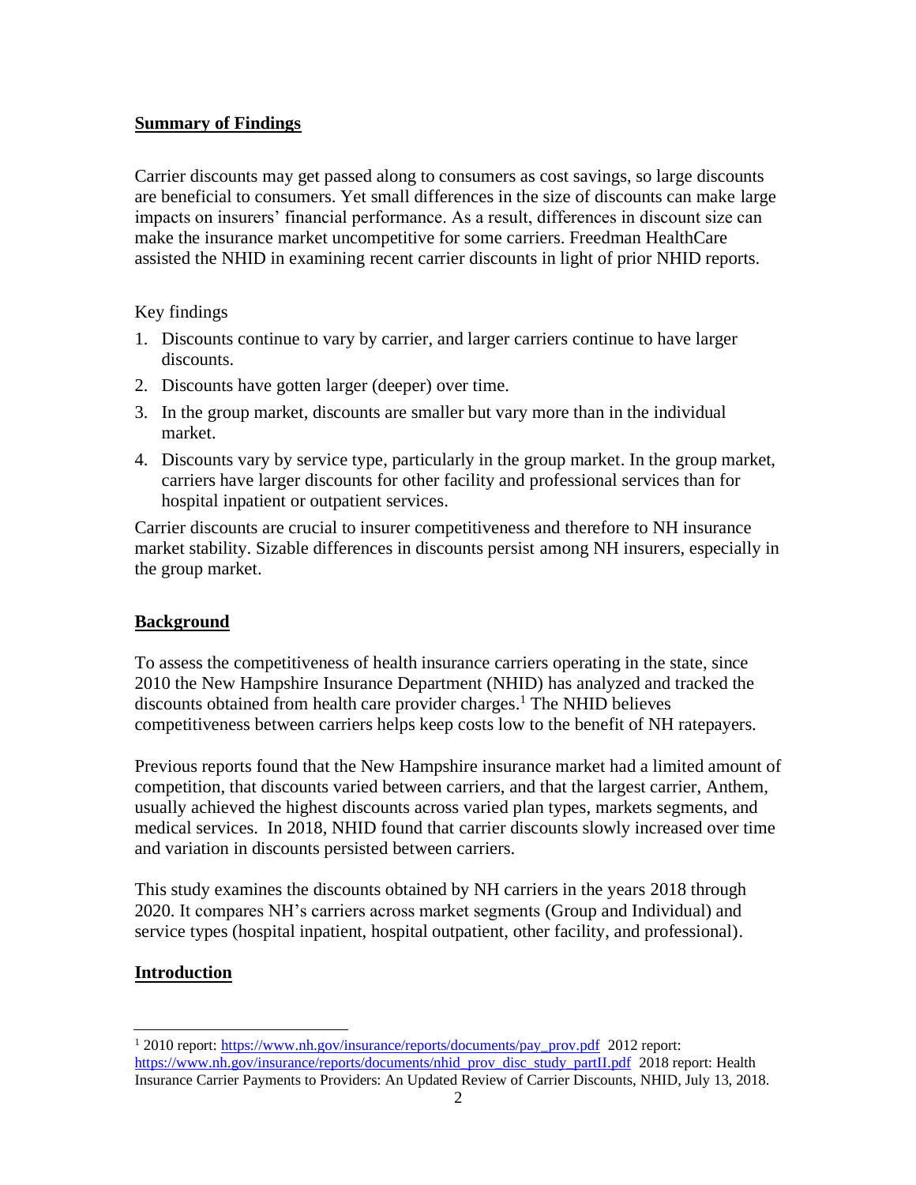## Summary of Findings

Carrier discounts may get passed along to consumers as cost savings, so large discounts are beneficial to consumers. Yet small differences in the size of discounts can make large impacts on insurers' financial performance. As a result, differences in discount size can make the insurance market uncompetitive for some carriers. Freedman HealthCare assisted the NHID in examining recent carrier discounts in light of prior NHID reports.

Key findings

1. Discounts continue to vary by carrier, and larger carriers continue to have larger discounts.
2. Discounts have gotten larger (deeper) over time.
3. In the group market, discounts are smaller but vary more than in the individual market.
4. Discounts vary by service type, particularly in the group market. In the group market, carriers have larger discounts for other facility and professional services than for hospital inpatient or outpatient services.

Carrier discounts are crucial to insurer competitiveness and therefore to NH insurance market stability. Sizable differences in discounts persist among NH insurers, especially in the group market.

## Background

To assess the competitiveness of health insurance carriers operating in the state, since 2010 the New Hampshire Insurance Department (NHID) has analyzed and tracked the discounts obtained from health care provider charges.[1] The NHID believes competitiveness between carriers helps keep costs low to the benefit of NH ratepayers.

Previous reports found that the New Hampshire insurance market had a limited amount of competition, that discounts varied between carriers, and that the largest carrier, Anthem, usually achieved the highest discounts across varied plan types, markets segments, and medical services. In 2018, NHID found that carrier discounts slowly increased over time and variation in discounts persisted between carriers.

This study examines the discounts obtained by NH carriers in the years 2018 through 2020. It compares NH's carriers across market segments (Group and Individual) and service types (hospital inpatient, hospital outpatient, other facility, and professional).

## Introduction

[1] 2010 report: https://www.nh.gov/insurance/reports/documents/pay_prov.pdf 2012 report: https://www.nh.gov/insurance/reports/documents/nhid_prov_disc_study_partII.pdf 2018 report: Health Insurance Carrier Payments to Providers: An Updated Review of Carrier Discounts, NHID, July 13, 2018.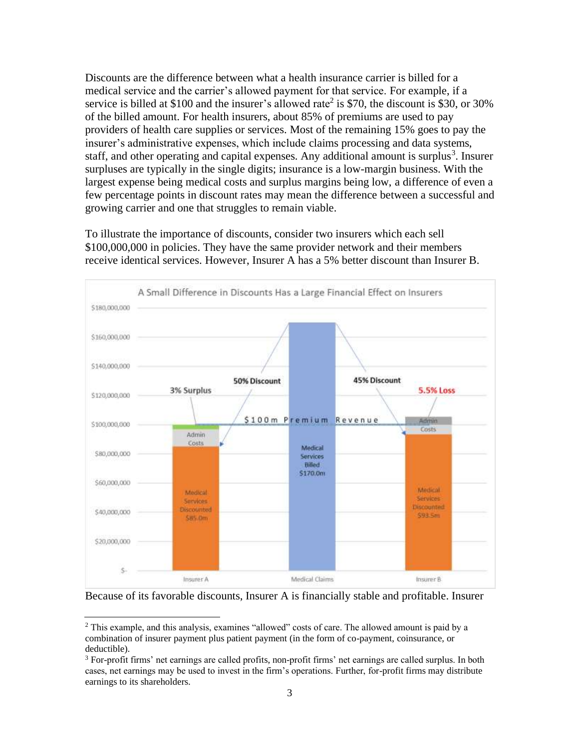Discounts are the difference between what a health insurance carrier is billed for a medical service and the carrier's allowed payment for that service. For example, if a service is billed at $100 and the insurer's allowed rate[2] is $70, the discount is $30, or 30% of the billed amount. For health insurers, about 85% of premiums are used to pay providers of health care supplies or services. Most of the remaining 15% goes to pay the insurer's administrative expenses, which include claims processing and data systems, staff, and other operating and capital expenses. Any additional amount is surplus[3]. Insurer surpluses are typically in the single digits; insurance is a low-margin business. With the largest expense being medical costs and surplus margins being low, a difference of even a few percentage points in discount rates may mean the difference between a successful and growing carrier and one that struggles to remain viable.

To illustrate the importance of discounts, consider two insurers which each sell $100,000,000 in policies. They have the same provider network and their members receive identical services. However, Insurer A has a 5% better discount than Insurer B.

Because of its favorable discounts, Insurer A is financially stable and profitable. Insurer

---

[2] This example, and this analysis, examines "allowed" costs of care. The allowed amount is paid by a combination of insurer payment plus patient payment (in the form of co-payment, coinsurance, or deductible).

[3] For-profit firms' net earnings are called profits, non-profit firms' net earnings are called surplus. In both cases, net earnings may be used to invest in the firm's operations. Further, for-profit firms may distribute earnings to its shareholders.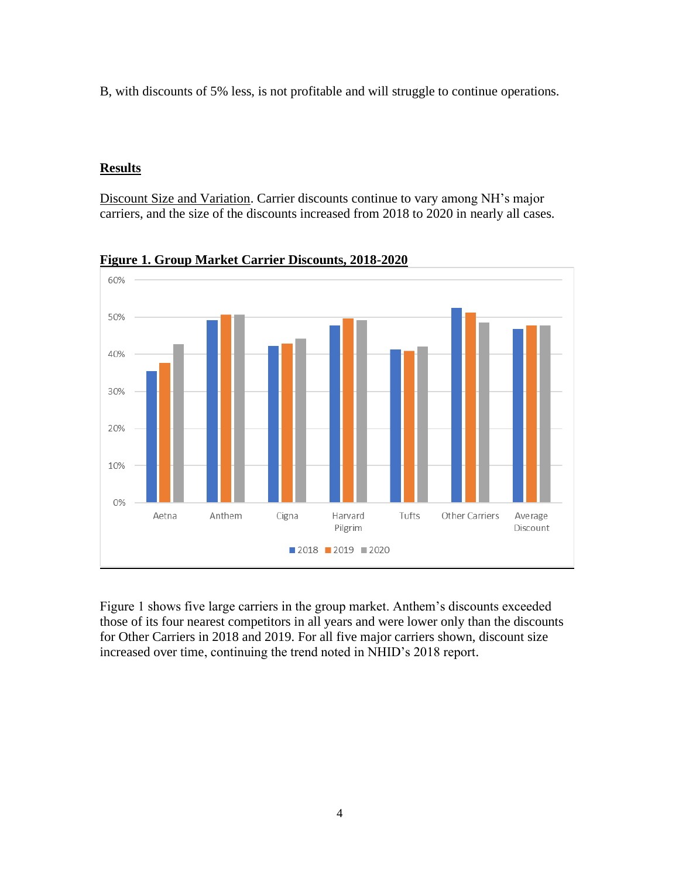B, with discounts of 5% less, is not profitable and will struggle to continue operations.

## Results

Discount Size and Variation. Carrier discounts continue to vary among NH's major carriers, and the size of the discounts increased from 2018 to 2020 in nearly all cases.

**Figure 1. Group Market Carrier Discounts, 2018-2020**

Figure 1 shows five large carriers in the group market. Anthem's discounts exceeded those of its four nearest competitors in all years and were lower only than the discounts for Other Carriers in 2018 and 2019. For all five major carriers shown, discount size increased over time, continuing the trend noted in NHID's 2018 report.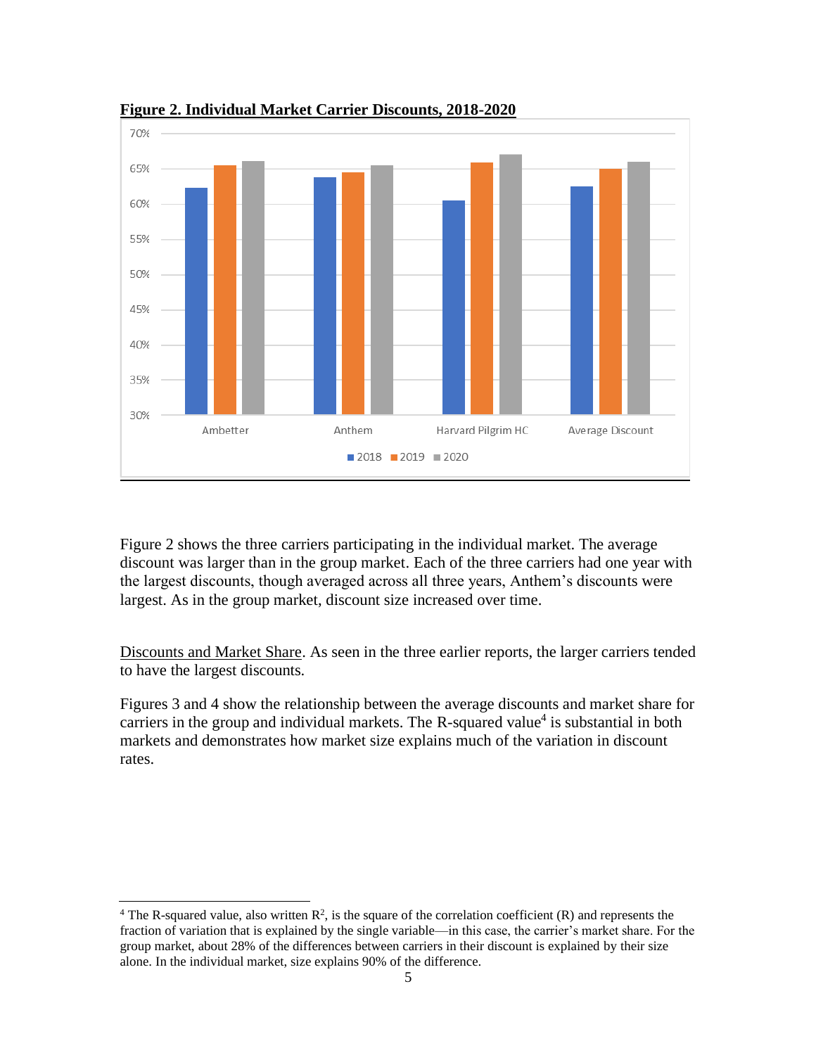**Figure 2. Individual Market Carrier Discounts, 2018-2020**

Figure 2 shows the three carriers participating in the individual market. The average discount was larger than in the group market. Each of the three carriers had one year with the largest discounts, though averaged across all three years, Anthem's discounts were largest. As in the group market, discount size increased over time.

Discounts and Market Share. As seen in the three earlier reports, the larger carriers tended to have the largest discounts.

Figures 3 and 4 show the relationship between the average discounts and market share for carriers in the group and individual markets. The R-squared value[4] is substantial in both markets and demonstrates how market size explains much of the variation in discount rates.

[4] The R-squared value, also written $R^2$, is the square of the correlation coefficient (R) and represents the fraction of variation that is explained by the single variable—in this case, the carrier's market share. For the group market, about 28% of the differences between carriers in their discount is explained by their size alone. In the individual market, size explains 90% of the difference.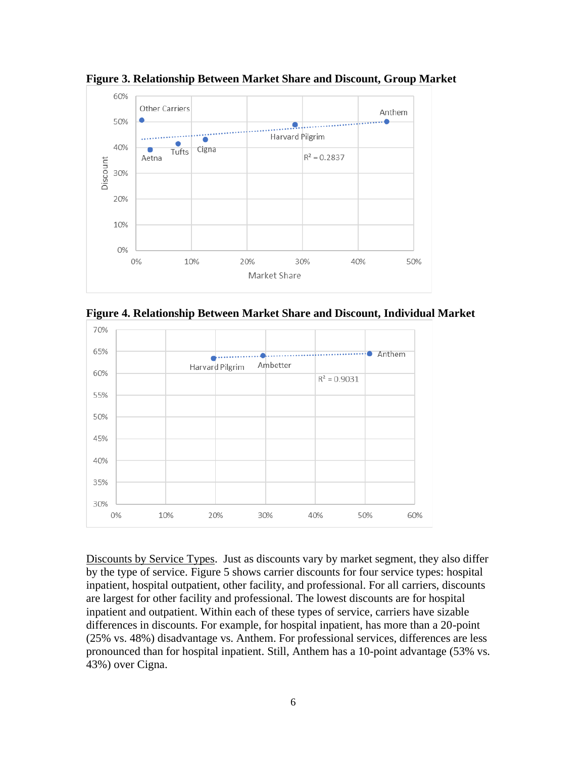**Figure 3. Relationship Between Market Share and Discount, Group Market**

**Figure 4. Relationship Between Market Share and Discount, Individual Market**

Discounts by Service Types. Just as discounts vary by market segment, they also differ by the type of service. Figure 5 shows carrier discounts for four service types: hospital inpatient, hospital outpatient, other facility, and professional. For all carriers, discounts are largest for other facility and professional. The lowest discounts are for hospital inpatient and outpatient. Within each of these types of service, carriers have sizable differences in discounts. For example, for hospital inpatient, has more than a 20-point (25% vs. 48%) disadvantage vs. Anthem. For professional services, differences are less pronounced than for hospital inpatient. Still, Anthem has a 10-point advantage (53% vs. 43%) over Cigna.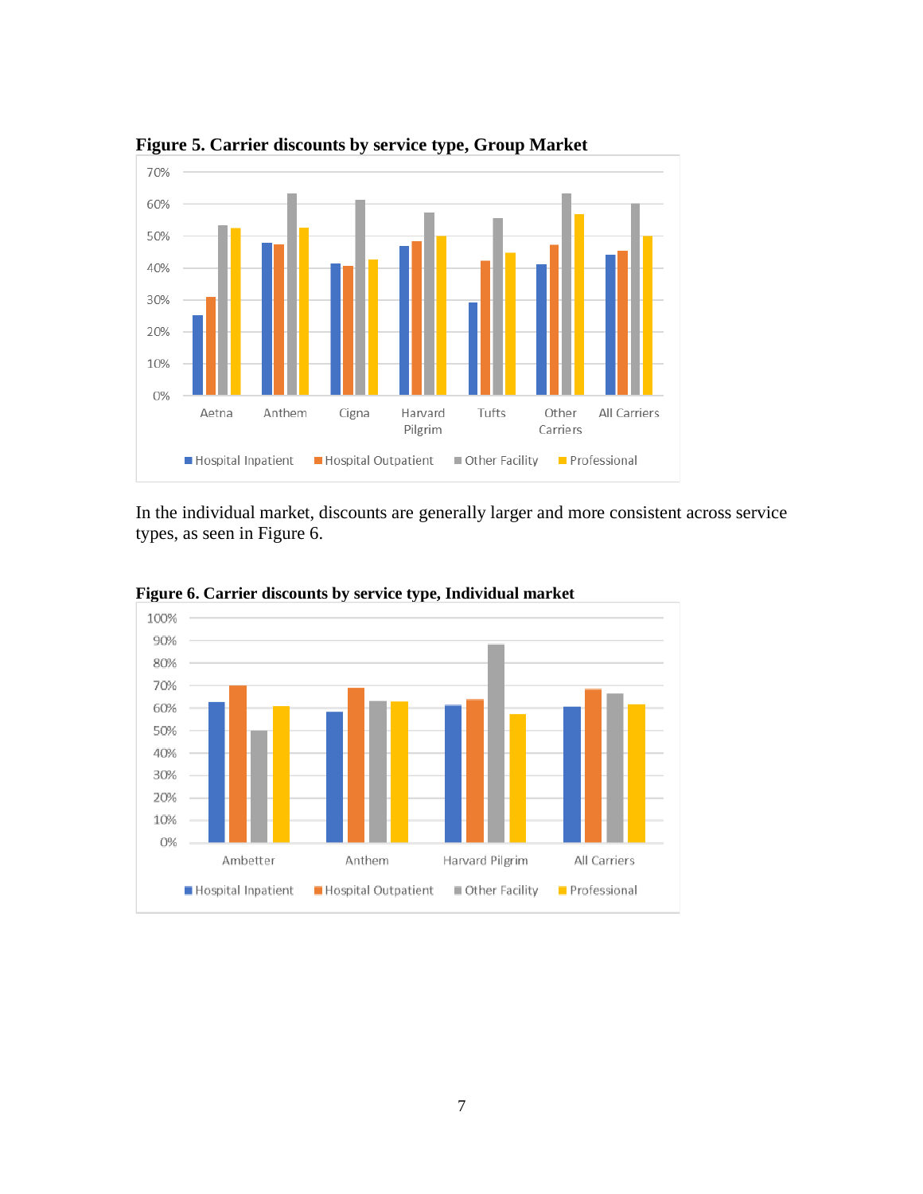**Figure 5. Carrier discounts by service type, Group Market**

In the individual market, discounts are generally larger and more consistent across service types, as seen in Figure 6.

**Figure 6. Carrier discounts by service type, Individual market**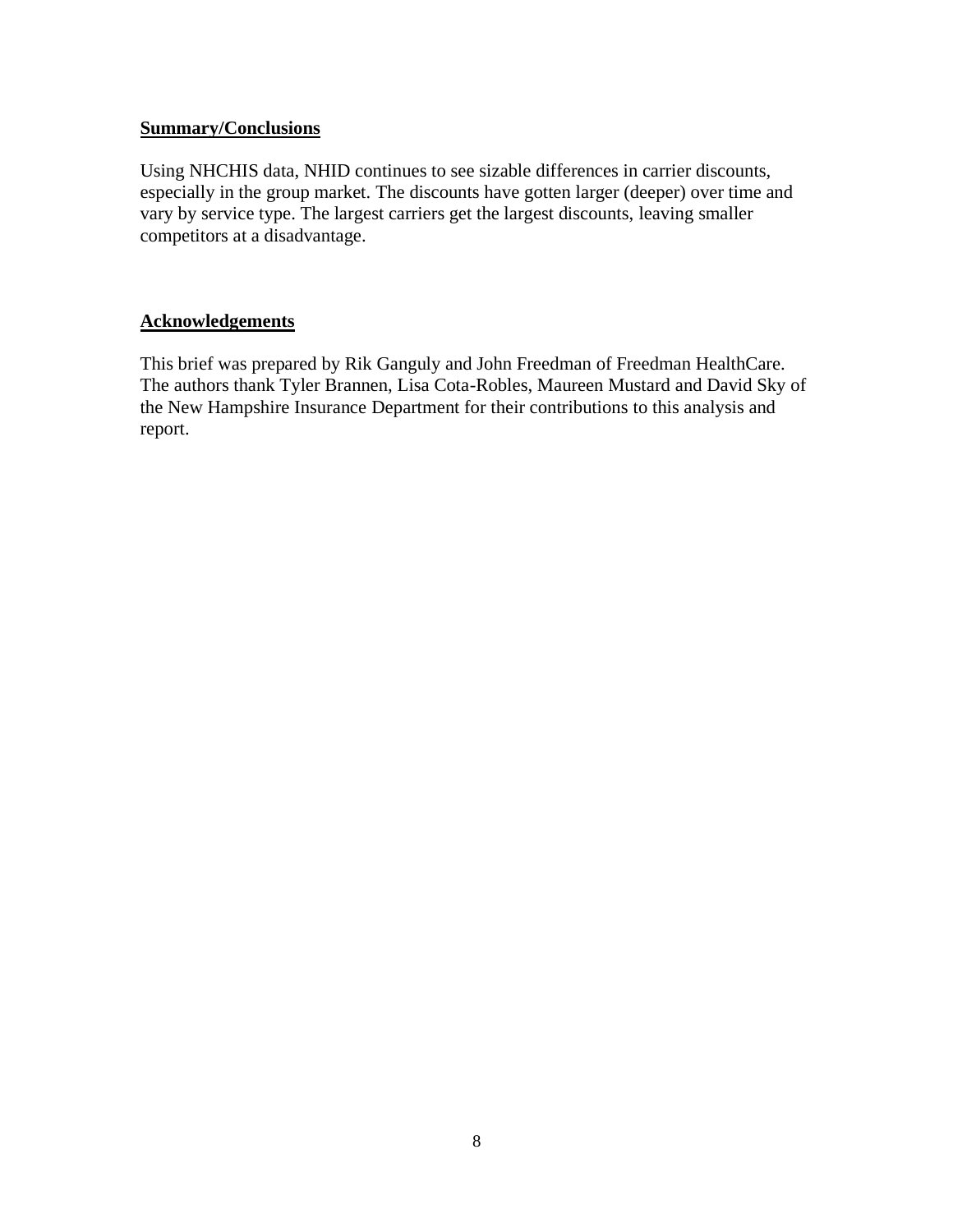## Summary/Conclusions

Using NHCHIS data, NHID continues to see sizable differences in carrier discounts, especially in the group market. The discounts have gotten larger (deeper) over time and vary by service type. The largest carriers get the largest discounts, leaving smaller competitors at a disadvantage.

## Acknowledgements

This brief was prepared by Rik Ganguly and John Freedman of Freedman HealthCare. The authors thank Tyler Brannen, Lisa Cota-Robles, Maureen Mustard and David Sky of the New Hampshire Insurance Department for their contributions to this analysis and report.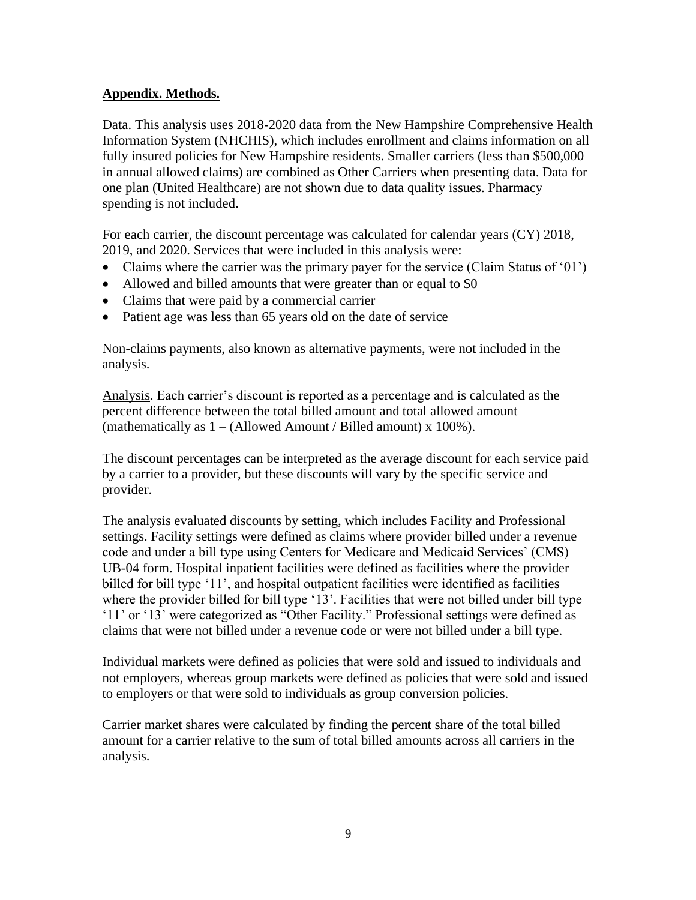**<u>Appendix. Methods.</u>**

<u>Data</u>. This analysis uses 2018-2020 data from the New Hampshire Comprehensive Health Information System (NHCHIS), which includes enrollment and claims information on all fully insured policies for New Hampshire residents. Smaller carriers (less than $500,000 in annual allowed claims) are combined as Other Carriers when presenting data. Data for one plan (United Healthcare) are not shown due to data quality issues. Pharmacy spending is not included.

For each carrier, the discount percentage was calculated for calendar years (CY) 2018, 2019, and 2020. Services that were included in this analysis were:

- Claims where the carrier was the primary payer for the service (Claim Status of '01')
- Allowed and billed amounts that were greater than or equal to $0
- Claims that were paid by a commercial carrier
- Patient age was less than 65 years old on the date of service

Non-claims payments, also known as alternative payments, were not included in the analysis.

<u>Analysis</u>. Each carrier's discount is reported as a percentage and is calculated as the percent difference between the total billed amount and total allowed amount (mathematically as 1 – (Allowed Amount / Billed amount) x 100%).

The discount percentages can be interpreted as the average discount for each service paid by a carrier to a provider, but these discounts will vary by the specific service and provider.

The analysis evaluated discounts by setting, which includes Facility and Professional settings. Facility settings were defined as claims where provider billed under a revenue code and under a bill type using Centers for Medicare and Medicaid Services' (CMS) UB-04 form. Hospital inpatient facilities were defined as facilities where the provider billed for bill type '11', and hospital outpatient facilities were identified as facilities where the provider billed for bill type '13'. Facilities that were not billed under bill type '11' or '13' were categorized as "Other Facility." Professional settings were defined as claims that were not billed under a revenue code or were not billed under a bill type.

Individual markets were defined as policies that were sold and issued to individuals and not employers, whereas group markets were defined as policies that were sold and issued to employers or that were sold to individuals as group conversion policies.

Carrier market shares were calculated by finding the percent share of the total billed amount for a carrier relative to the sum of total billed amounts across all carriers in the analysis.